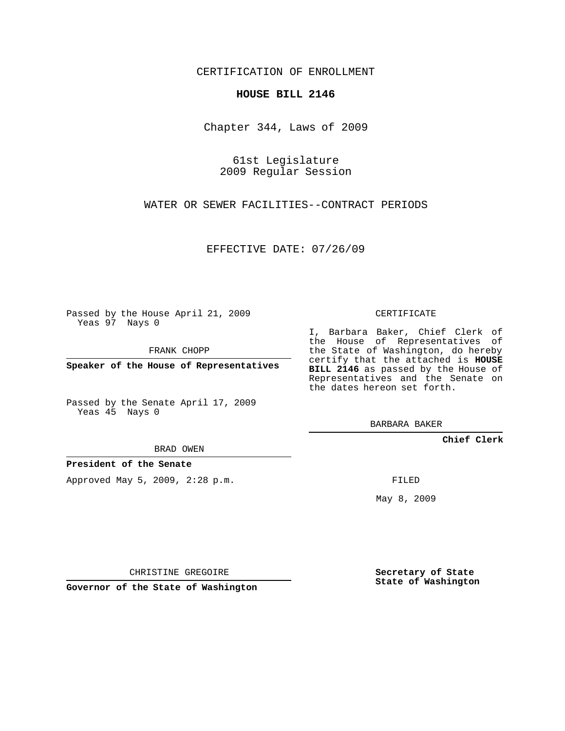CERTIFICATION OF ENROLLMENT

**HOUSE BILL 2146**

Chapter 344, Laws of 2009

61st Legislature
2009 Regular Session

WATER OR SEWER FACILITIES--CONTRACT PERIODS

EFFECTIVE DATE: 07/26/09

Passed by the House April 21, 2009
Yeas 97 Nays 0

FRANK CHOPP

**Speaker of the House of Representatives**

Passed by the Senate April 17, 2009
Yeas 45 Nays 0

BRAD OWEN

**President of the Senate**

Approved May 5, 2009, 2:28 p.m.

CHRISTINE GREGOIRE

**Governor of the State of Washington**

CERTIFICATE

I, Barbara Baker, Chief Clerk of the House of Representatives of the State of Washington, do hereby certify that the attached is **HOUSE BILL 2146** as passed by the House of Representatives and the Senate on the dates hereon set forth.

BARBARA BAKER

**Chief Clerk**

FILED

May 8, 2009

**Secretary of State**
**State of Washington**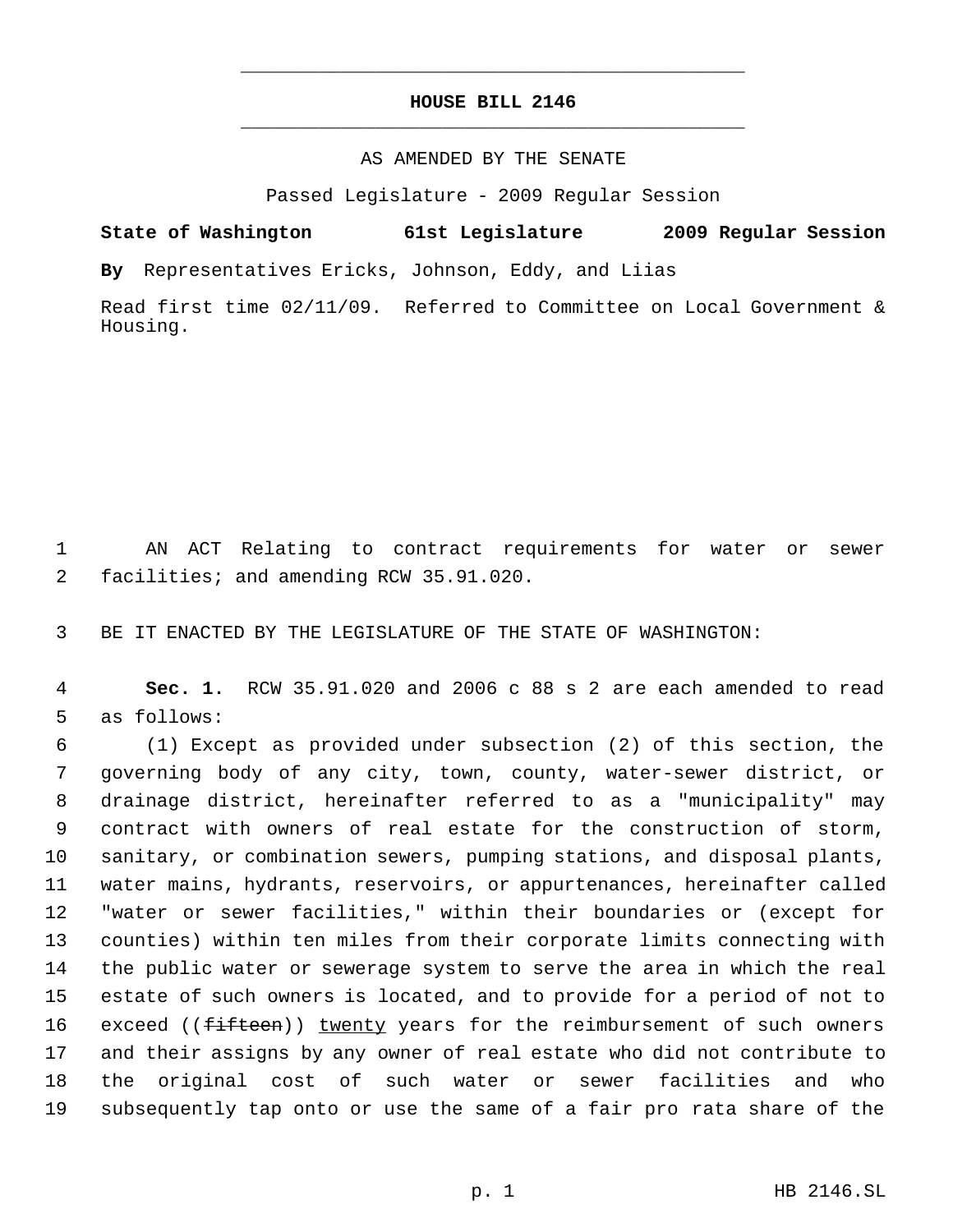# HOUSE BILL 2146

AS AMENDED BY THE SENATE

Passed Legislature - 2009 Regular Session

**State of Washington 61st Legislature 2009 Regular Session**

**By** Representatives Ericks, Johnson, Eddy, and Liias

Read first time 02/11/09. Referred to Committee on Local Government & Housing.

AN ACT Relating to contract requirements for water or sewer facilities; and amending RCW 35.91.020.

BE IT ENACTED BY THE LEGISLATURE OF THE STATE OF WASHINGTON:

**Sec. 1.** RCW 35.91.020 and 2006 c 88 s 2 are each amended to read as follows:

(1) Except as provided under subsection (2) of this section, the governing body of any city, town, county, water-sewer district, or drainage district, hereinafter referred to as a "municipality" may contract with owners of real estate for the construction of storm, sanitary, or combination sewers, pumping stations, and disposal plants, water mains, hydrants, reservoirs, or appurtenances, hereinafter called "water or sewer facilities," within their boundaries or (except for counties) within ten miles from their corporate limits connecting with the public water or sewerage system to serve the area in which the real estate of such owners is located, and to provide for a period of not to exceed ((~~fifteen~~)) <u>twenty</u> years for the reimbursement of such owners and their assigns by any owner of real estate who did not contribute to the original cost of such water or sewer facilities and who subsequently tap onto or use the same of a fair pro rata share of the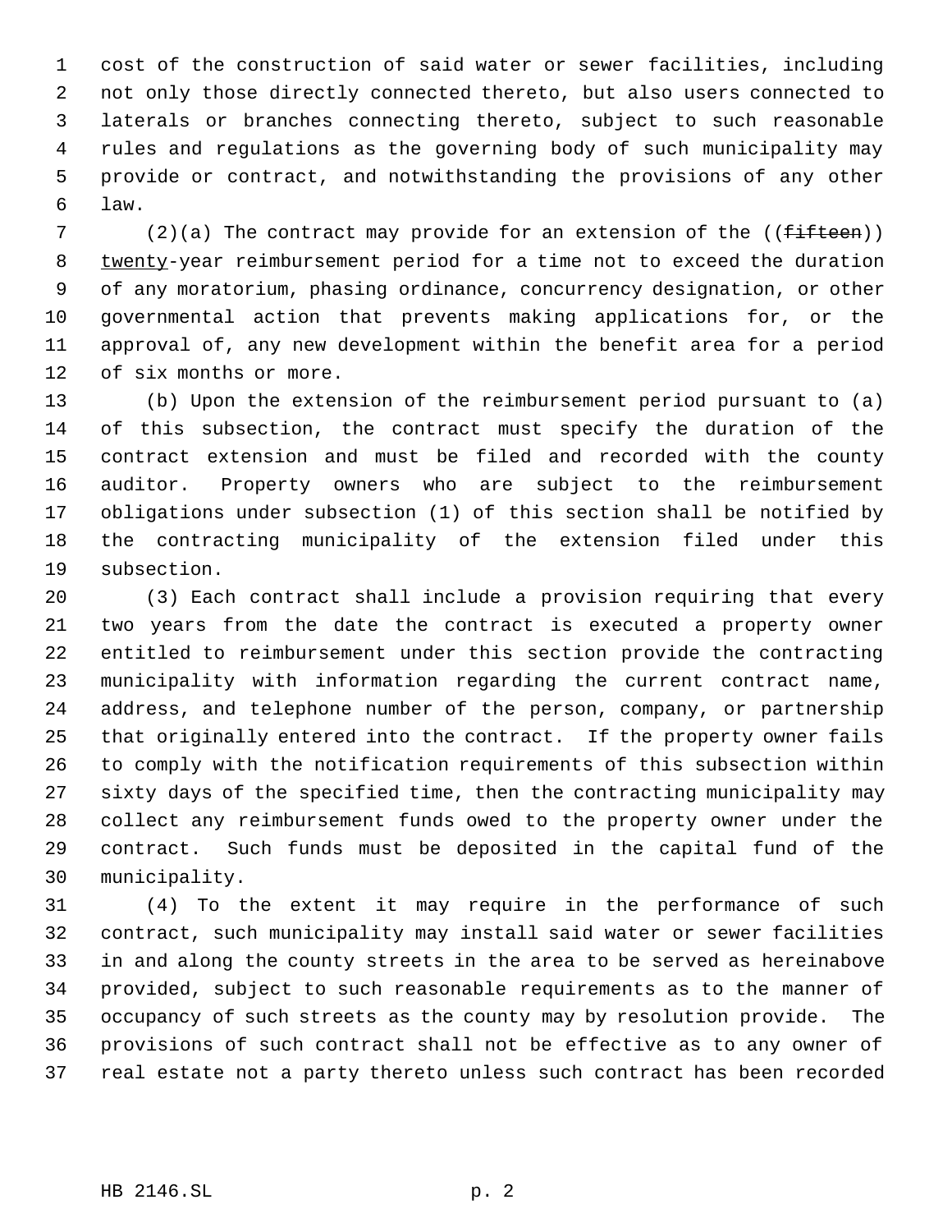cost of the construction of said water or sewer facilities, including not only those directly connected thereto, but also users connected to laterals or branches connecting thereto, subject to such reasonable rules and regulations as the governing body of such municipality may provide or contract, and notwithstanding the provisions of any other law.

(2)(a) The contract may provide for an extension of the ((~~fifteen~~)) twenty-year reimbursement period for a time not to exceed the duration of any moratorium, phasing ordinance, concurrency designation, or other governmental action that prevents making applications for, or the approval of, any new development within the benefit area for a period of six months or more.

(b) Upon the extension of the reimbursement period pursuant to (a) of this subsection, the contract must specify the duration of the contract extension and must be filed and recorded with the county auditor. Property owners who are subject to the reimbursement obligations under subsection (1) of this section shall be notified by the contracting municipality of the extension filed under this subsection.

(3) Each contract shall include a provision requiring that every two years from the date the contract is executed a property owner entitled to reimbursement under this section provide the contracting municipality with information regarding the current contract name, address, and telephone number of the person, company, or partnership that originally entered into the contract. If the property owner fails to comply with the notification requirements of this subsection within sixty days of the specified time, then the contracting municipality may collect any reimbursement funds owed to the property owner under the contract. Such funds must be deposited in the capital fund of the municipality.

(4) To the extent it may require in the performance of such contract, such municipality may install said water or sewer facilities in and along the county streets in the area to be served as hereinabove provided, subject to such reasonable requirements as to the manner of occupancy of such streets as the county may by resolution provide. The provisions of such contract shall not be effective as to any owner of real estate not a party thereto unless such contract has been recorded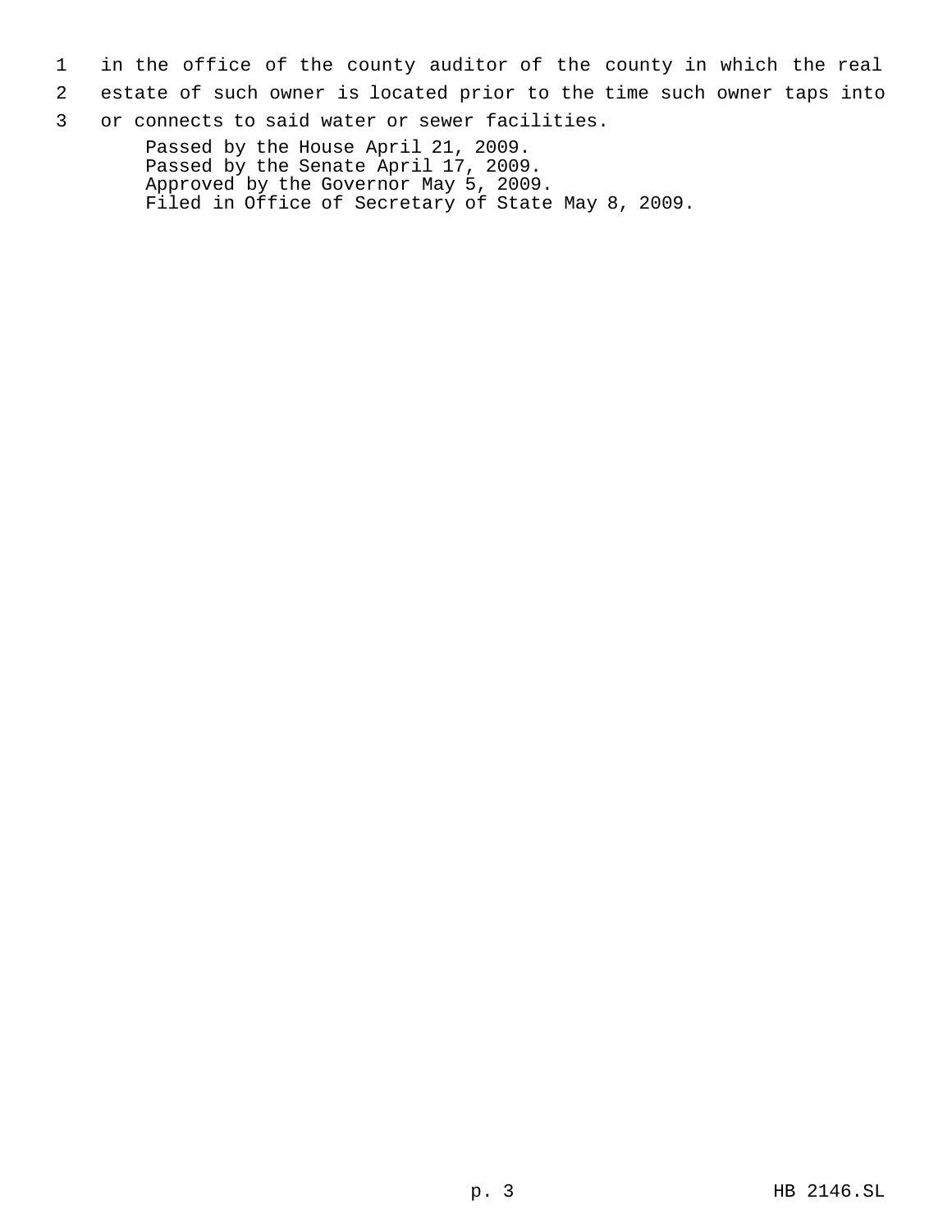in the office of the county auditor of the county in which the real estate of such owner is located prior to the time such owner taps into or connects to said water or sewer facilities.

Passed by the House April 21, 2009.
Passed by the Senate April 17, 2009.
Approved by the Governor May 5, 2009.
Filed in Office of Secretary of State May 8, 2009.